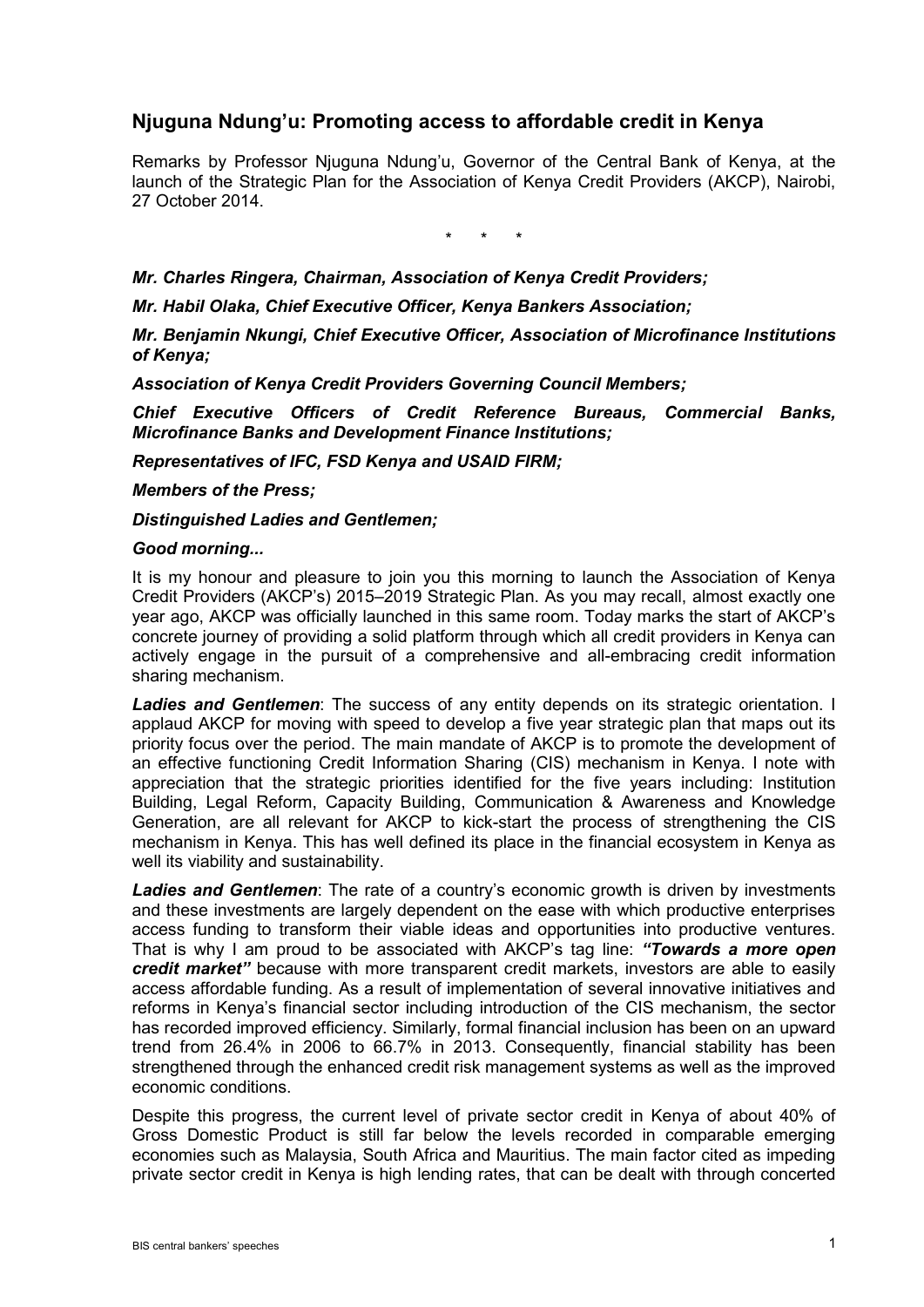# Njuguna Ndung'u: Promoting access to affordable credit in Kenya

Remarks by Professor Njuguna Ndung'u, Governor of the Central Bank of Kenya, at the launch of the Strategic Plan for the Association of Kenya Credit Providers (AKCP), Nairobi, 27 October 2014.

\*   \*   \*

***Mr. Charles Ringera, Chairman, Association of Kenya Credit Providers;***

***Mr. Habil Olaka, Chief Executive Officer, Kenya Bankers Association;***

***Mr. Benjamin Nkungi, Chief Executive Officer, Association of Microfinance Institutions of Kenya;***

***Association of Kenya Credit Providers Governing Council Members;***

***Chief Executive Officers of Credit Reference Bureaus, Commercial Banks, Microfinance Banks and Development Finance Institutions;***

***Representatives of IFC, FSD Kenya and USAID FIRM;***

***Members of the Press;***

***Distinguished Ladies and Gentlemen;***

***Good morning...***

It is my honour and pleasure to join you this morning to launch the Association of Kenya Credit Providers (AKCP's) 2015–2019 Strategic Plan. As you may recall, almost exactly one year ago, AKCP was officially launched in this same room. Today marks the start of AKCP's concrete journey of providing a solid platform through which all credit providers in Kenya can actively engage in the pursuit of a comprehensive and all-embracing credit information sharing mechanism.

***Ladies and Gentlemen***: The success of any entity depends on its strategic orientation. I applaud AKCP for moving with speed to develop a five year strategic plan that maps out its priority focus over the period. The main mandate of AKCP is to promote the development of an effective functioning Credit Information Sharing (CIS) mechanism in Kenya. I note with appreciation that the strategic priorities identified for the five years including: Institution Building, Legal Reform, Capacity Building, Communication & Awareness and Knowledge Generation, are all relevant for AKCP to kick-start the process of strengthening the CIS mechanism in Kenya. This has well defined its place in the financial ecosystem in Kenya as well its viability and sustainability.

***Ladies and Gentlemen***: The rate of a country's economic growth is driven by investments and these investments are largely dependent on the ease with which productive enterprises access funding to transform their viable ideas and opportunities into productive ventures. That is why I am proud to be associated with AKCP's tag line: ***"Towards a more open credit market"*** because with more transparent credit markets, investors are able to easily access affordable funding. As a result of implementation of several innovative initiatives and reforms in Kenya's financial sector including introduction of the CIS mechanism, the sector has recorded improved efficiency. Similarly, formal financial inclusion has been on an upward trend from 26.4% in 2006 to 66.7% in 2013. Consequently, financial stability has been strengthened through the enhanced credit risk management systems as well as the improved economic conditions.

Despite this progress, the current level of private sector credit in Kenya of about 40% of Gross Domestic Product is still far below the levels recorded in comparable emerging economies such as Malaysia, South Africa and Mauritius. The main factor cited as impeding private sector credit in Kenya is high lending rates, that can be dealt with through concerted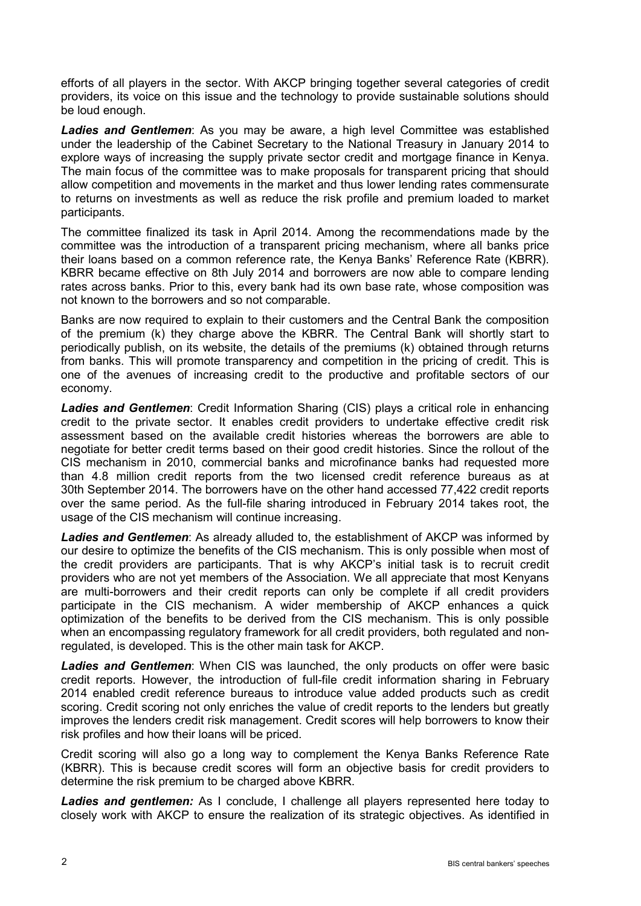efforts of all players in the sector. With AKCP bringing together several categories of credit providers, its voice on this issue and the technology to provide sustainable solutions should be loud enough.

***Ladies and Gentlemen***: As you may be aware, a high level Committee was established under the leadership of the Cabinet Secretary to the National Treasury in January 2014 to explore ways of increasing the supply private sector credit and mortgage finance in Kenya. The main focus of the committee was to make proposals for transparent pricing that should allow competition and movements in the market and thus lower lending rates commensurate to returns on investments as well as reduce the risk profile and premium loaded to market participants.

The committee finalized its task in April 2014. Among the recommendations made by the committee was the introduction of a transparent pricing mechanism, where all banks price their loans based on a common reference rate, the Kenya Banks' Reference Rate (KBRR). KBRR became effective on 8th July 2014 and borrowers are now able to compare lending rates across banks. Prior to this, every bank had its own base rate, whose composition was not known to the borrowers and so not comparable.

Banks are now required to explain to their customers and the Central Bank the composition of the premium (k) they charge above the KBRR. The Central Bank will shortly start to periodically publish, on its website, the details of the premiums (k) obtained through returns from banks. This will promote transparency and competition in the pricing of credit. This is one of the avenues of increasing credit to the productive and profitable sectors of our economy.

***Ladies and Gentlemen***: Credit Information Sharing (CIS) plays a critical role in enhancing credit to the private sector. It enables credit providers to undertake effective credit risk assessment based on the available credit histories whereas the borrowers are able to negotiate for better credit terms based on their good credit histories. Since the rollout of the CIS mechanism in 2010, commercial banks and microfinance banks had requested more than 4.8 million credit reports from the two licensed credit reference bureaus as at 30th September 2014. The borrowers have on the other hand accessed 77,422 credit reports over the same period. As the full-file sharing introduced in February 2014 takes root, the usage of the CIS mechanism will continue increasing.

***Ladies and Gentlemen***: As already alluded to, the establishment of AKCP was informed by our desire to optimize the benefits of the CIS mechanism. This is only possible when most of the credit providers are participants. That is why AKCP's initial task is to recruit credit providers who are not yet members of the Association. We all appreciate that most Kenyans are multi-borrowers and their credit reports can only be complete if all credit providers participate in the CIS mechanism. A wider membership of AKCP enhances a quick optimization of the benefits to be derived from the CIS mechanism. This is only possible when an encompassing regulatory framework for all credit providers, both regulated and non-regulated, is developed. This is the other main task for AKCP.

***Ladies and Gentlemen***: When CIS was launched, the only products on offer were basic credit reports. However, the introduction of full-file credit information sharing in February 2014 enabled credit reference bureaus to introduce value added products such as credit scoring. Credit scoring not only enriches the value of credit reports to the lenders but greatly improves the lenders credit risk management. Credit scores will help borrowers to know their risk profiles and how their loans will be priced.

Credit scoring will also go a long way to complement the Kenya Banks Reference Rate (KBRR). This is because credit scores will form an objective basis for credit providers to determine the risk premium to be charged above KBRR.

***Ladies and gentlemen:*** As I conclude, I challenge all players represented here today to closely work with AKCP to ensure the realization of its strategic objectives. As identified in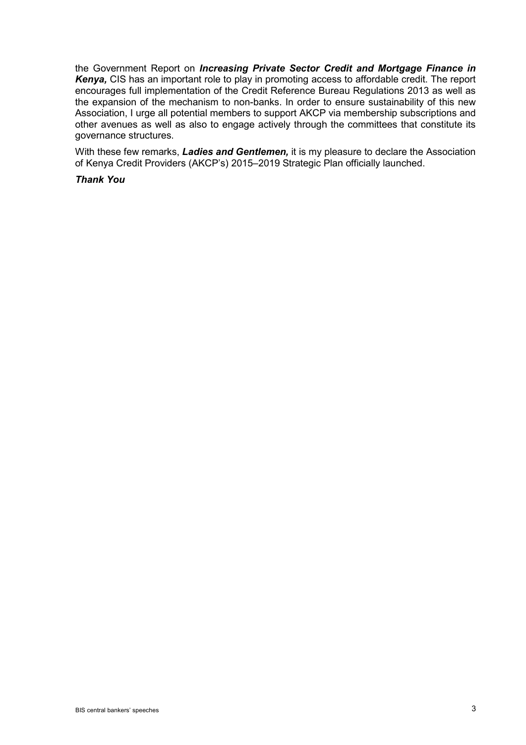the Government Report on ***Increasing Private Sector Credit and Mortgage Finance in Kenya,*** CIS has an important role to play in promoting access to affordable credit. The report encourages full implementation of the Credit Reference Bureau Regulations 2013 as well as the expansion of the mechanism to non-banks. In order to ensure sustainability of this new Association, I urge all potential members to support AKCP via membership subscriptions and other avenues as well as also to engage actively through the committees that constitute its governance structures.

With these few remarks, ***Ladies and Gentlemen,*** it is my pleasure to declare the Association of Kenya Credit Providers (AKCP's) 2015–2019 Strategic Plan officially launched.

***Thank You***